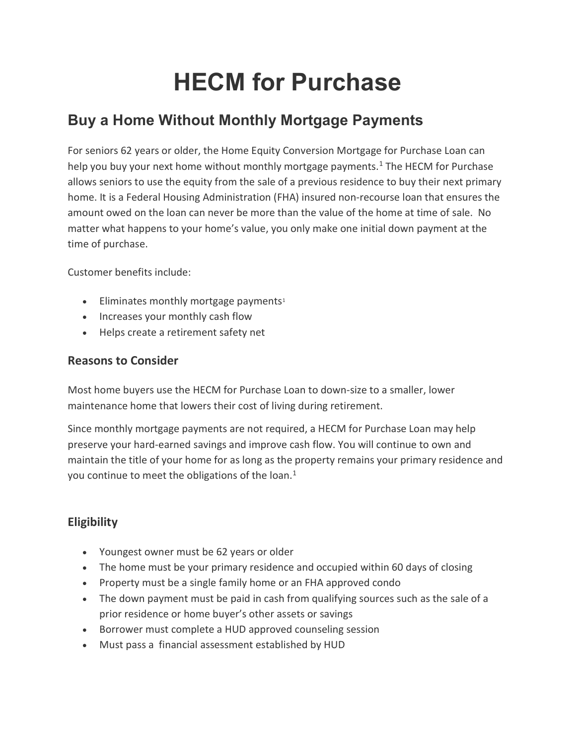# HECM for Purchase

## Buy a Home Without Monthly Mortgage Payments

For seniors 62 years or older, the Home Equity Conversion Mortgage for Purchase Loan can help you buy your next home without monthly mortgage payments.[1] The HECM for Purchase allows seniors to use the equity from the sale of a previous residence to buy their next primary home. It is a Federal Housing Administration (FHA) insured non-recourse loan that ensures the amount owed on the loan can never be more than the value of the home at time of sale. No matter what happens to your home's value, you only make one initial down payment at the time of purchase.

Customer benefits include:

- Eliminates monthly mortgage payments[1]
- Increases your monthly cash flow
- Helps create a retirement safety net

### Reasons to Consider

Most home buyers use the HECM for Purchase Loan to down-size to a smaller, lower maintenance home that lowers their cost of living during retirement.

Since monthly mortgage payments are not required, a HECM for Purchase Loan may help preserve your hard-earned savings and improve cash flow. You will continue to own and maintain the title of your home for as long as the property remains your primary residence and you continue to meet the obligations of the loan.[1]

### Eligibility

- Youngest owner must be 62 years or older
- The home must be your primary residence and occupied within 60 days of closing
- Property must be a single family home or an FHA approved condo
- The down payment must be paid in cash from qualifying sources such as the sale of a prior residence or home buyer's other assets or savings
- Borrower must complete a HUD approved counseling session
- Must pass a financial assessment established by HUD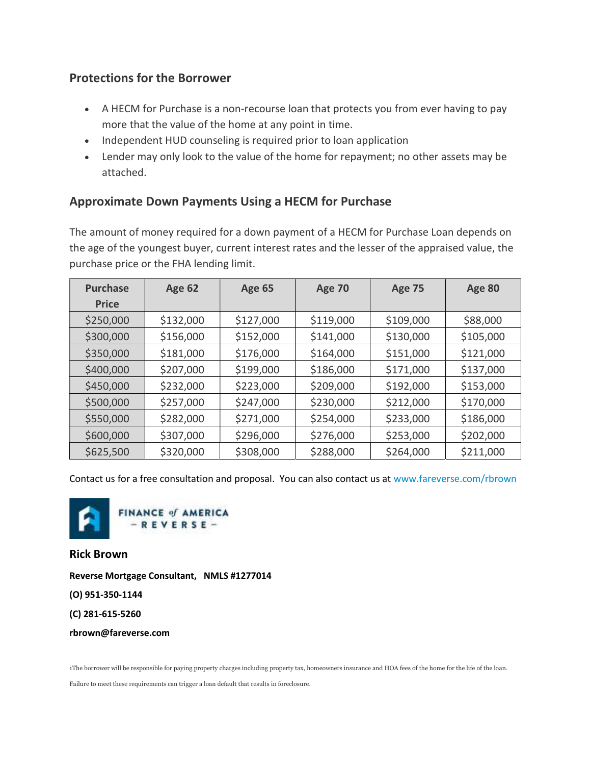## Protections for the Borrower

- A HECM for Purchase is a non-recourse loan that protects you from ever having to pay more that the value of the home at any point in time.
- Independent HUD counseling is required prior to loan application
- Lender may only look to the value of the home for repayment; no other assets may be attached.

## Approximate Down Payments Using a HECM for Purchase

The amount of money required for a down payment of a HECM for Purchase Loan depends on the age of the youngest buyer, current interest rates and the lesser of the appraised value, the purchase price or the FHA lending limit.

| Purchase Price | Age 62 | Age 65 | Age 70 | Age 75 | Age 80 |
|---|---|---|---|---|---|
| $250,000 | $132,000 | $127,000 | $119,000 | $109,000 | $88,000 |
| $300,000 | $156,000 | $152,000 | $141,000 | $130,000 | $105,000 |
| $350,000 | $181,000 | $176,000 | $164,000 | $151,000 | $121,000 |
| $400,000 | $207,000 | $199,000 | $186,000 | $171,000 | $137,000 |
| $450,000 | $232,000 | $223,000 | $209,000 | $192,000 | $153,000 |
| $500,000 | $257,000 | $247,000 | $230,000 | $212,000 | $170,000 |
| $550,000 | $282,000 | $271,000 | $254,000 | $233,000 | $186,000 |
| $600,000 | $307,000 | $296,000 | $276,000 | $253,000 | $202,000 |
| $625,500 | $320,000 | $308,000 | $288,000 | $264,000 | $211,000 |

Contact us for a free consultation and proposal. You can also contact us at www.fareverse.com/rbrown

FINANCE of AMERICA
– REVERSE –

**Rick Brown**

**Reverse Mortgage Consultant, NMLS #1277014**

**(O) 951-350-1144**

**(C) 281-615-5260**

**rbrown@fareverse.com**

[1]The borrower will be responsible for paying property charges including property tax, homeowners insurance and HOA fees of the home for the life of the loan.

Failure to meet these requirements can trigger a loan default that results in foreclosure.